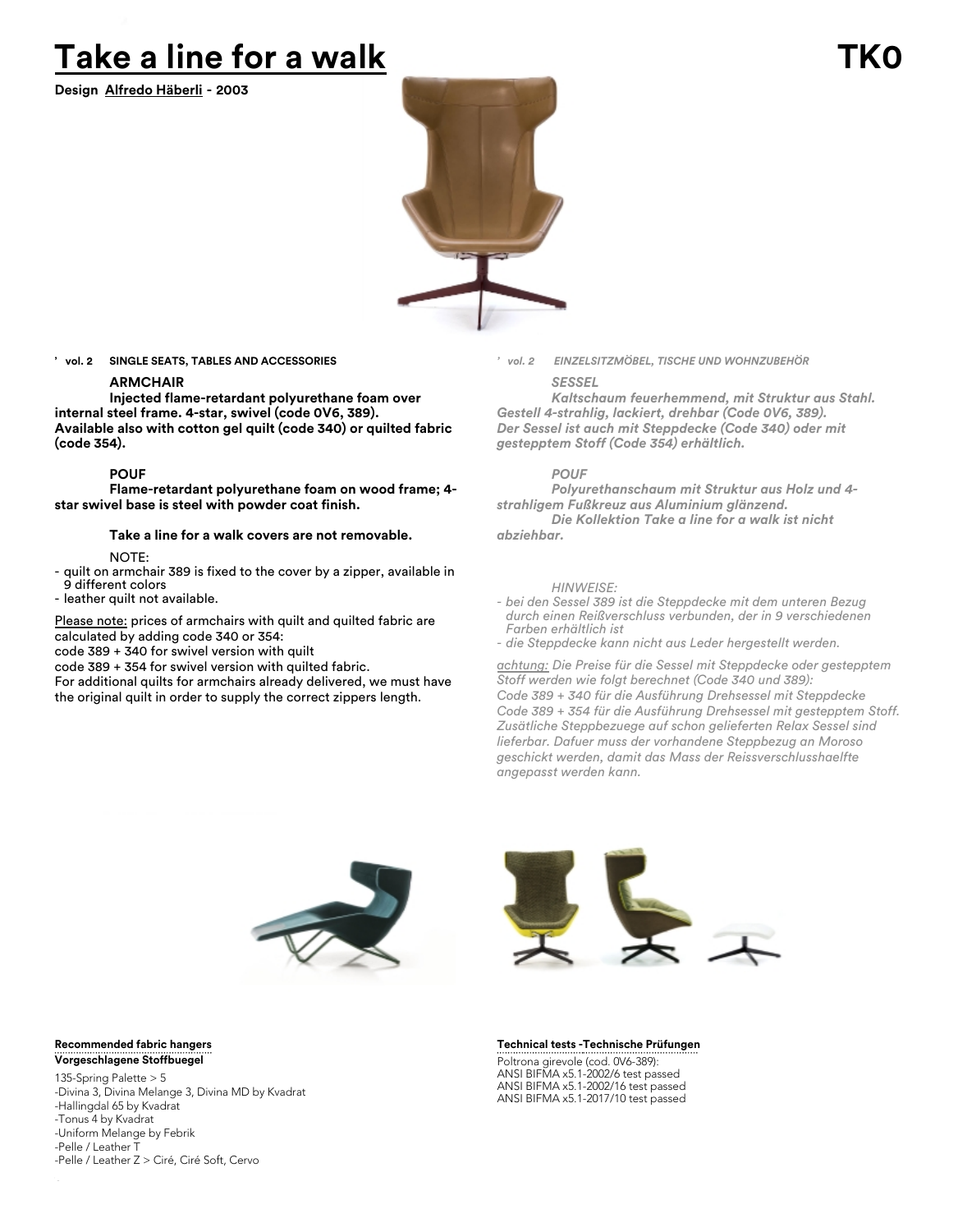# Take a line for a walk

**TK0**

**Design Alfredo Häberli - 2003**

**’ vol. 2 SINGLE SEATS, TABLES AND ACCESSORIES**

**ARMCHAIR**

**Injected flame-retardant polyurethane foam over internal steel frame. 4-star, swivel (code 0V6, 389). Available also with cotton gel quilt (code 340) or quilted fabric (code 354).**

**POUF**

**Flame-retardant polyurethane foam on wood frame; 4-star swivel base is steel with powder coat finish.**

**Take a line for a walk covers are not removable.**

NOTE:
- quilt on armchair 389 is fixed to the cover by a zipper, available in 9 different colors
- leather quilt not available.

Please note: prices of armchairs with quilt and quilted fabric are calculated by adding code 340 or 354:
code 389 + 340 for swivel version with quilt
code 389 + 354 for swivel version with quilted fabric.
For additional quilts for armchairs already delivered, we must have the original quilt in order to supply the correct zippers length.

*’ vol. 2 EINZELSITZMÖBEL, TISCHE UND WOHNZUBEHÖR*

*SESSEL*

*Kaltschaum feuerhemmend, mit Struktur aus Stahl. Gestell 4-strahlig, lackiert, drehbar (Code 0V6, 389). Der Sessel ist auch mit Steppdecke (Code 340) oder mit gestepptem Stoff (Code 354) erhältlich.*

*POUF*

*Polyurethanschaum mit Struktur aus Holz und 4-strahligem Fußkreuz aus Aluminium glänzend.*
*Die Kollektion Take a line for a walk ist nicht abziehbar.*

*HINWEISE:*
- *bei den Sessel 389 ist die Steppdecke mit dem unteren Bezug durch einen Reißverschluss verbunden, der in 9 verschiedenen Farben erhältlich ist*
- *die Steppdecke kann nicht aus Leder hergestellt werden.*

*achtung: Die Preise für die Sessel mit Steppdecke oder gestepptem Stoff werden wie folgt berechnet (Code 340 und 389):*
*Code 389 + 340 für die Ausführung Drehsessel mit Steppdecke*
*Code 389 + 354 für die Ausführung Drehsessel mit gestepptem Stoff.*
*Zusätliche Steppbezuege auf schon gelieferten Relax Sessel sind lieferbar. Dafuer muss der vorhandene Steppbezug an Moroso geschickt werden, damit das Mass der Reissverschlusshaelfte angepasst werden kann.*

**Recommended fabric hangers**
**Vorgeschlagene Stoffbuegel**

135-Spring Palette > 5
-Divina 3, Divina Melange 3, Divina MD by Kvadrat
-Hallingdal 65 by Kvadrat
-Tonus 4 by Kvadrat
-Uniform Melange by Febrik
-Pelle / Leather T
-Pelle / Leather Z > Ciré, Ciré Soft, Cervo

**Technical tests -Technische Prüfungen**

Poltrona girevole (cod. 0V6-389):
ANSI BIFMA x5.1-2002/6 test passed
ANSI BIFMA x5.1-2002/16 test passed
ANSI BIFMA x5.1-2017/10 test passed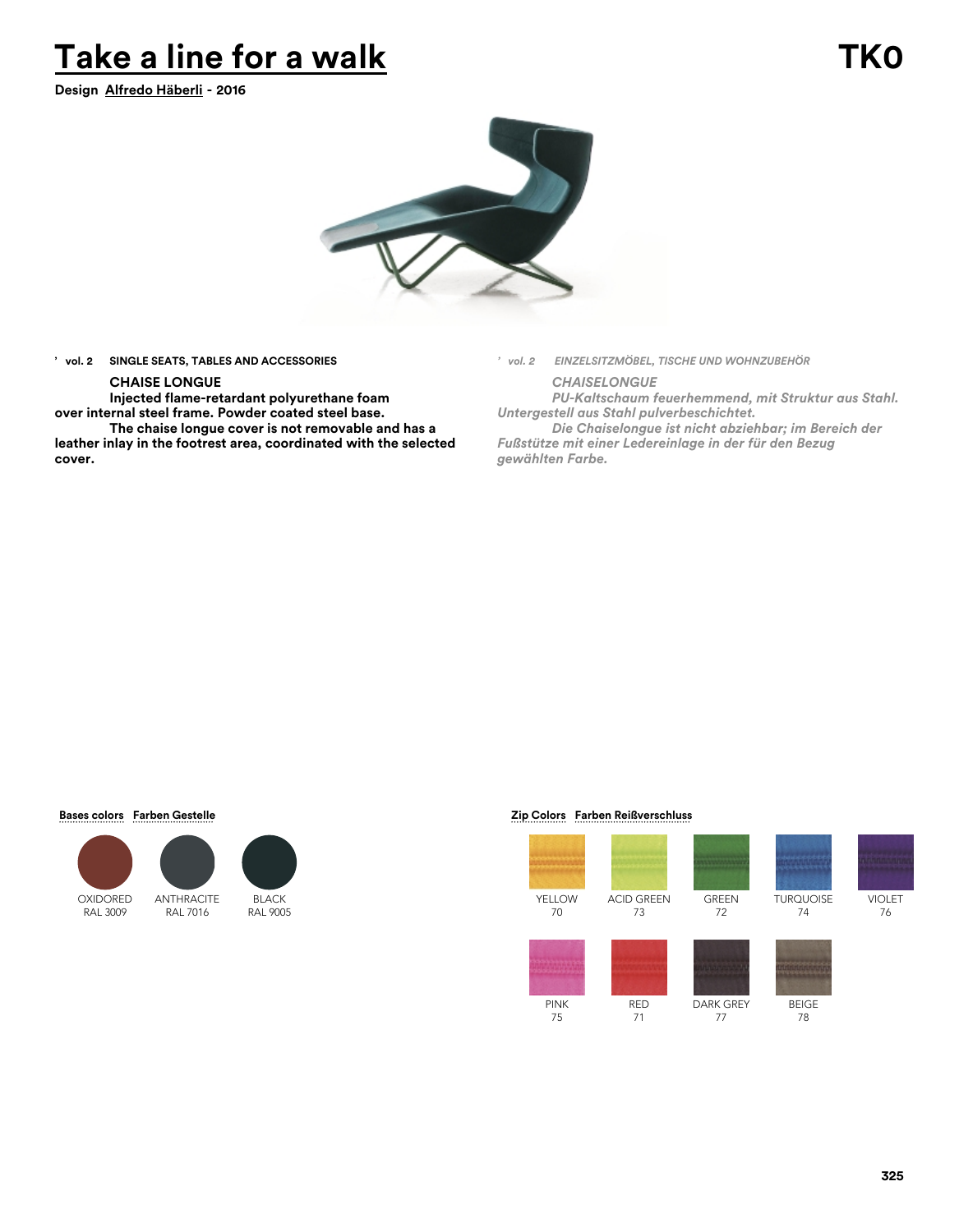# Take a line for a walk

**TK0**

**Design Alfredo Häberli - 2016**

**' vol. 2 SINGLE SEATS, TABLES AND ACCESSORIES**

**CHAISE LONGUE**

**Injected flame-retardant polyurethane foam over internal steel frame. Powder coated steel base.**

**The chaise longue cover is not removable and has a leather inlay in the footrest area, coordinated with the selected cover.**

***' vol. 2 EINZELSITZMÖBEL, TISCHE UND WOHNZUBEHÖR***

***CHAISELONGUE***

***PU-Kaltschaum feuerhemmend, mit Struktur aus Stahl. Untergestell aus Stahl pulverbeschichtet.***

***Die Chaiselongue ist nicht abziehbar; im Bereich der Fußstütze mit einer Ledereinlage in der für den Bezug gewählten Farbe.***

**Bases colors Farben Gestelle**

- OXIDORED RAL 3009
- ANTHRACITE RAL 7016
- BLACK RAL 9005

**Zip Colors Farben Reißverschluss**

- YELLOW 70
- ACID GREEN 73
- GREEN 72
- TURQUOISE 74
- VIOLET 76
- PINK 75
- RED 71
- DARK GREY 77
- BEIGE 78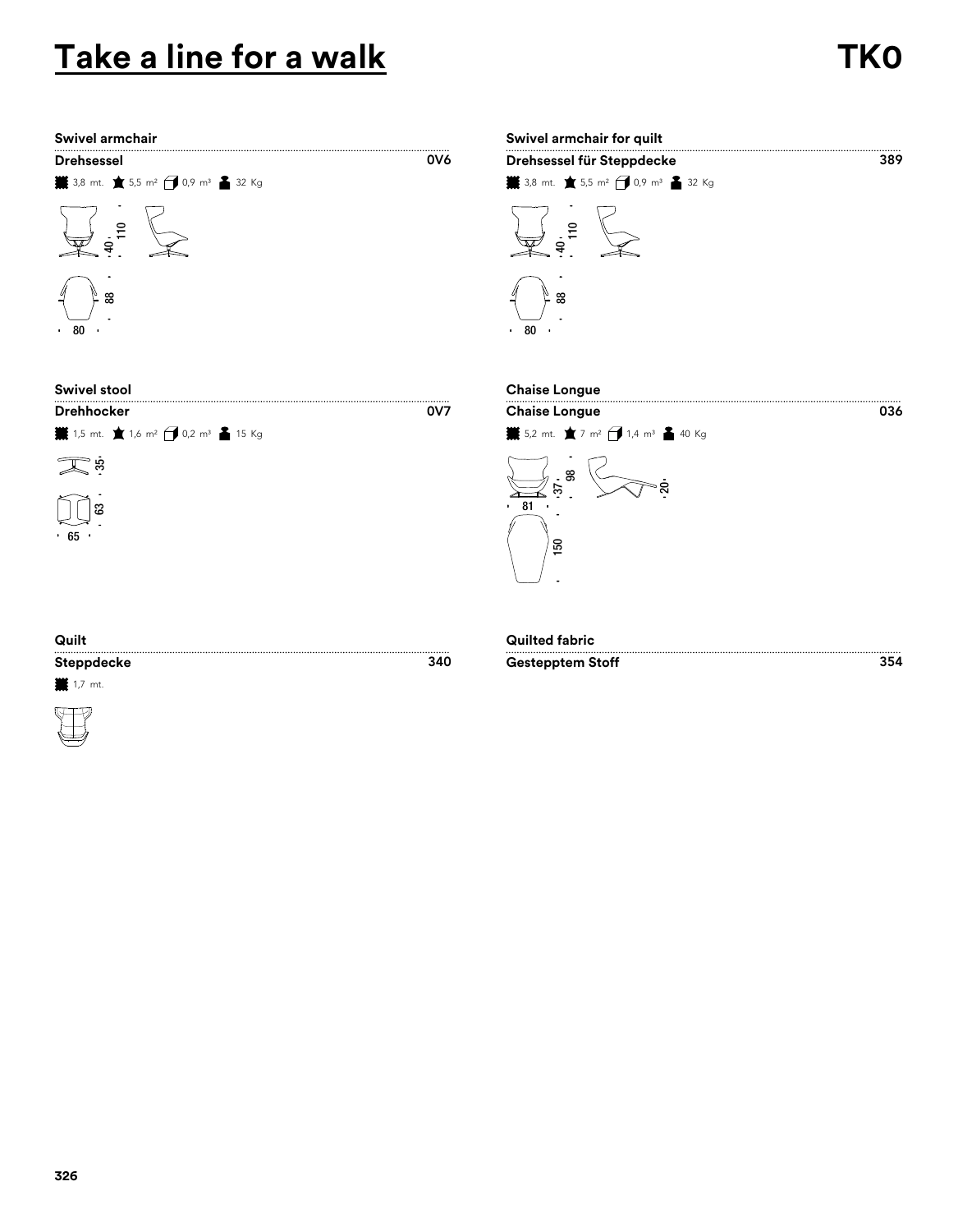# Take a line for a walk

# TKO

**Swivel armchair**

**Drehsessel** 0V6

3,8 mt. 5,5 m² 0,9 m³ 32 Kg

110
40
88
80

**Swivel armchair for quilt**

**Drehsessel für Steppdecke** 389

3,8 mt. 5,5 m² 0,9 m³ 32 Kg

110
40
88
80

**Swivel stool**

**Drehhocker** 0V7

1,5 mt. 1,6 m² 0,2 m³ 15 Kg

35
63
65

**Chaise Longue**

**Chaise Longue** 036

5,2 mt. 7 m² 1,4 m³ 40 Kg

98
37
81
20
150

**Quilt**

**Steppdecke** 340

1,7 mt.

**Quilted fabric**

**Gestepptem Stoff** 354